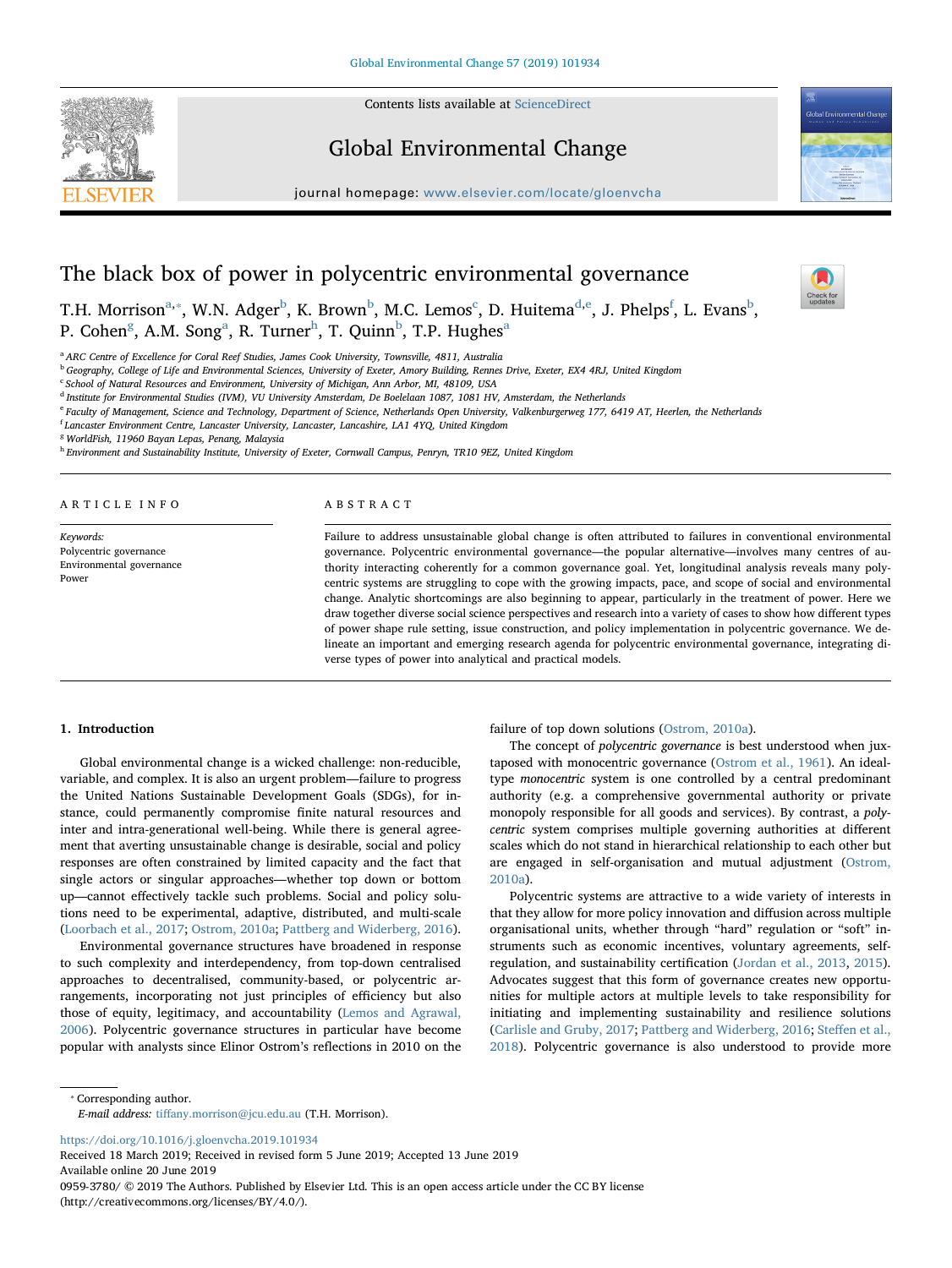# The black box of power in polycentric environmental governance

T.H. Morrison[a,*], W.N. Adger[b], K. Brown[b], M.C. Lemos[c], D. Huitema[d,e], J. Phelps[f], L. Evans[b], P. Cohen[g], A.M. Song[a], R. Turner[h], T. Quinn[b], T.P. Hughes[a]

[a] ARC Centre of Excellence for Coral Reef Studies, James Cook University, Townsville, 4811, Australia
[b] Geography, College of Life and Environmental Sciences, University of Exeter, Amory Building, Rennes Drive, Exeter, EX4 4RJ, United Kingdom
[c] School of Natural Resources and Environment, University of Michigan, Ann Arbor, MI, 48109, USA
[d] Institute for Environmental Studies (IVM), VU University Amsterdam, De Boelelaan 1087, 1081 HV, Amsterdam, the Netherlands
[e] Faculty of Management, Science and Technology, Department of Science, Netherlands Open University, Valkenburgerweg 177, 6419 AT, Heerlen, the Netherlands
[f] Lancaster Environment Centre, Lancaster University, Lancaster, Lancashire, LA1 4YQ, United Kingdom
[g] WorldFish, 11960 Bayan Lepas, Penang, Malaysia
[h] Environment and Sustainability Institute, University of Exeter, Cornwall Campus, Penryn, TR10 9EZ, United Kingdom

**ARTICLE INFO**

*Keywords:*
Polycentric governance
Environmental governance
Power

**ABSTRACT**

Failure to address unsustainable global change is often attributed to failures in conventional environmental governance. Polycentric environmental governance—the popular alternative—involves many centres of authority interacting coherently for a common governance goal. Yet, longitudinal analysis reveals many polycentric systems are struggling to cope with the growing impacts, pace, and scope of social and environmental change. Analytic shortcomings are also beginning to appear, particularly in the treatment of power. Here we draw together diverse social science perspectives and research into a variety of cases to show how different types of power shape rule setting, issue construction, and policy implementation in polycentric governance. We delineate an important and emerging research agenda for polycentric environmental governance, integrating diverse types of power into analytical and practical models.

## 1. Introduction

Global environmental change is a wicked challenge: non-reducible, variable, and complex. It is also an urgent problem—failure to progress the United Nations Sustainable Development Goals (SDGs), for instance, could permanently compromise finite natural resources and inter and intra-generational well-being. While there is general agreement that averting unsustainable change is desirable, social and policy responses are often constrained by limited capacity and the fact that single actors or singular approaches—whether top down or bottom up—cannot effectively tackle such problems. Social and policy solutions need to be experimental, adaptive, distributed, and multi-scale (Loorbach et al., 2017; Ostrom, 2010a; Pattberg and Widerberg, 2016).

Environmental governance structures have broadened in response to such complexity and interdependency, from top-down centralised approaches to decentralised, community-based, or polycentric arrangements, incorporating not just principles of efficiency but also those of equity, legitimacy, and accountability (Lemos and Agrawal, 2006). Polycentric governance structures in particular have become popular with analysts since Elinor Ostrom's reflections in 2010 on the failure of top down solutions (Ostrom, 2010a).

The concept of *polycentric governance* is best understood when juxtaposed with monocentric governance (Ostrom et al., 1961). An ideal-type *monocentric* system is one controlled by a central predominant authority (e.g. a comprehensive governmental authority or private monopoly responsible for all goods and services). By contrast, a *polycentric* system comprises multiple governing authorities at different scales which do not stand in hierarchical relationship to each other but are engaged in self-organisation and mutual adjustment (Ostrom, 2010a).

Polycentric systems are attractive to a wide variety of interests in that they allow for more policy innovation and diffusion across multiple organisational units, whether through "hard" regulation or "soft" instruments such as economic incentives, voluntary agreements, self-regulation, and sustainability certification (Jordan et al., 2013, 2015). Advocates suggest that this form of governance creates new opportunities for multiple actors at multiple levels to take responsibility for initiating and implementing sustainability and resilience solutions (Carlisle and Gruby, 2017; Pattberg and Widerberg, 2016; Steffen et al., 2018). Polycentric governance is also understood to provide more

---

* Corresponding author.
*E-mail address:* tiffany.morrison@jcu.edu.au (T.H. Morrison).

https://doi.org/10.1016/j.gloenvcha.2019.101934
Received 18 March 2019; Received in revised form 5 June 2019; Accepted 13 June 2019
Available online 20 June 2019
0959-3780/ © 2019 The Authors. Published by Elsevier Ltd. This is an open access article under the CC BY license (http://creativecommons.org/licenses/BY/4.0/).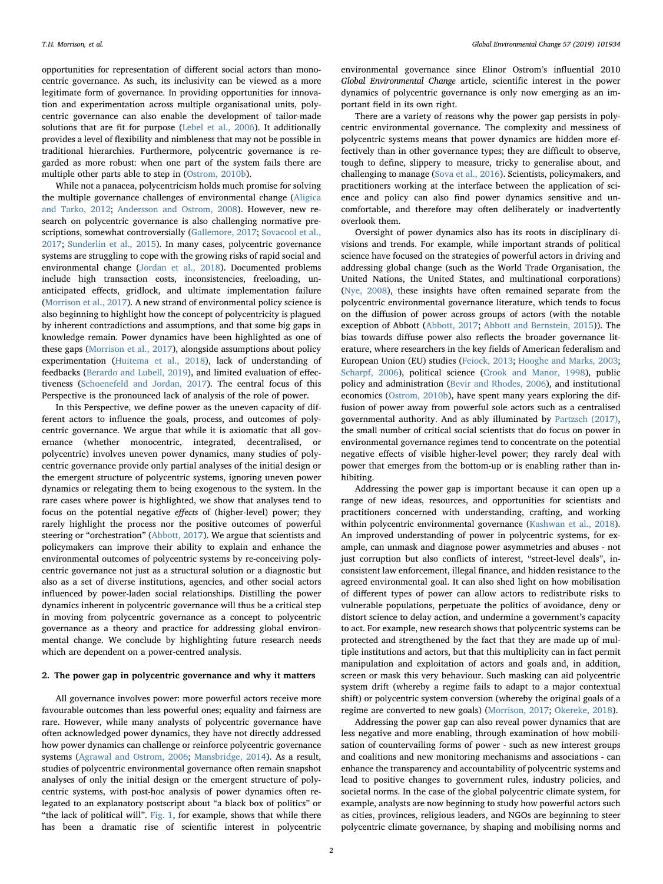opportunities for representation of different social actors than monocentric governance. As such, its inclusivity can be viewed as a more legitimate form of governance. In providing opportunities for innovation and experimentation across multiple organisational units, polycentric governance can also enable the development of tailor-made solutions that are fit for purpose (Lebel et al., 2006). It additionally provides a level of flexibility and nimbleness that may not be possible in traditional hierarchies. Furthermore, polycentric governance is regarded as more robust: when one part of the system fails there are multiple other parts able to step in (Ostrom, 2010b).

While not a panacea, polycentricism holds much promise for solving the multiple governance challenges of environmental change (Aligica and Tarko, 2012; Andersson and Ostrom, 2008). However, new research on polycentric governance is also challenging normative prescriptions, somewhat controversially (Gallemore, 2017; Sovacool et al., 2017; Sunderlin et al., 2015). In many cases, polycentric governance systems are struggling to cope with the growing risks of rapid social and environmental change (Jordan et al., 2018). Documented problems include high transaction costs, inconsistencies, freeloading, unanticipated effects, gridlock, and ultimate implementation failure (Morrison et al., 2017). A new strand of environmental policy science is also beginning to highlight how the concept of polycentricity is plagued by inherent contradictions and assumptions, and that some big gaps in knowledge remain. Power dynamics have been highlighted as one of these gaps (Morrison et al., 2017), alongside assumptions about policy experimentation (Huitema et al., 2018), lack of understanding of feedbacks (Berardo and Lubell, 2019), and limited evaluation of effectiveness (Schoenefeld and Jordan, 2017). The central focus of this Perspective is the pronounced lack of analysis of the role of power.

In this Perspective, we define power as the uneven capacity of different actors to influence the goals, process, and outcomes of polycentric governance. We argue that while it is axiomatic that all governance (whether monocentric, integrated, decentralised, or polycentric) involves uneven power dynamics, many studies of polycentric governance provide only partial analyses of the initial design or the emergent structure of polycentric systems, ignoring uneven power dynamics or relegating them to being exogenous to the system. In the rare cases where power is highlighted, we show that analyses tend to focus on the potential negative *effects* of (higher-level) power; they rarely highlight the process nor the positive outcomes of powerful steering or "orchestration" (Abbott, 2017). We argue that scientists and policymakers can improve their ability to explain and enhance the environmental outcomes of polycentric systems by re-conceiving polycentric governance not just as a structural solution or a diagnostic but also as a set of diverse institutions, agencies, and other social actors influenced by power-laden social relationships. Distilling the power dynamics inherent in polycentric governance will thus be a critical step in moving from polycentric governance as a concept to polycentric governance as a theory and practice for addressing global environmental change. We conclude by highlighting future research needs which are dependent on a power-centred analysis.

## 2. The power gap in polycentric governance and why it matters

All governance involves power: more powerful actors receive more favourable outcomes than less powerful ones; equality and fairness are rare. However, while many analysts of polycentric governance have often acknowledged power dynamics, they have not directly addressed how power dynamics can challenge or reinforce polycentric governance systems (Agrawal and Ostrom, 2006; Mansbridge, 2014). As a result, studies of polycentric environmental governance often remain snapshot analyses of only the initial design or the emergent structure of polycentric systems, with post-hoc analysis of power dynamics often relegated to an explanatory postscript about "a black box of politics" or "the lack of political will". Fig. 1, for example, shows that while there has been a dramatic rise of scientific interest in polycentric environmental governance since Elinor Ostrom's influential 2010 *Global Environmental Change* article, scientific interest in the power dynamics of polycentric governance is only now emerging as an important field in its own right.

There are a variety of reasons why the power gap persists in polycentric environmental governance. The complexity and messiness of polycentric systems means that power dynamics are hidden more effectively than in other governance types; they are difficult to observe, tough to define, slippery to measure, tricky to generalise about, and challenging to manage (Sova et al., 2016). Scientists, policymakers, and practitioners working at the interface between the application of science and policy can also find power dynamics sensitive and uncomfortable, and therefore may often deliberately or inadvertently overlook them.

Oversight of power dynamics also has its roots in disciplinary divisions and trends. For example, while important strands of political science have focused on the strategies of powerful actors in driving and addressing global change (such as the World Trade Organisation, the United Nations, the United States, and multinational corporations) (Nye, 2008), these insights have often remained separate from the polycentric environmental governance literature, which tends to focus on the diffusion of power across groups of actors (with the notable exception of Abbott (Abbott, 2017; Abbott and Bernstein, 2015)). The bias towards diffuse power also reflects the broader governance literature, where researchers in the key fields of American federalism and European Union (EU) studies (Feiock, 2013; Hooghe and Marks, 2003; Scharpf, 2006), political science (Crook and Manor, 1998), public policy and administration (Bevir and Rhodes, 2006), and institutional economics (Ostrom, 2010b), have spent many years exploring the diffusion of power away from powerful sole actors such as a centralised governmental authority. And as ably illuminated by Partzsch (2017), the small number of critical social scientists that do focus on power in environmental governance regimes tend to concentrate on the potential negative effects of visible higher-level power; they rarely deal with power that emerges from the bottom-up or is enabling rather than inhibiting.

Addressing the power gap is important because it can open up a range of new ideas, resources, and opportunities for scientists and practitioners concerned with understanding, crafting, and working within polycentric environmental governance (Kashwan et al., 2018). An improved understanding of power in polycentric systems, for example, can unmask and diagnose power asymmetries and abuses - not just corruption but also conflicts of interest, "street-level deals", inconsistent law enforcement, illegal finance, and hidden resistance to the agreed environmental goal. It can also shed light on how mobilisation of different types of power can allow actors to redistribute risks to vulnerable populations, perpetuate the politics of avoidance, deny or distort science to delay action, and undermine a government's capacity to act. For example, new research shows that polycentric systems can be protected and strengthened by the fact that they are made up of multiple institutions and actors, but that this multiplicity can in fact permit manipulation and exploitation of actors and goals and, in addition, screen or mask this very behaviour. Such masking can aid polycentric system drift (whereby a regime fails to adapt to a major contextual shift) or polycentric system conversion (whereby the original goals of a regime are converted to new goals) (Morrison, 2017; Okereke, 2018).

Addressing the power gap can also reveal power dynamics that are less negative and more enabling, through examination of how mobilisation of countervailing forms of power - such as new interest groups and coalitions and new monitoring mechanisms and associations - can enhance the transparency and accountability of polycentric systems and lead to positive changes to government rules, industry policies, and societal norms. In the case of the global polycentric climate system, for example, analysts are now beginning to study how powerful actors such as cities, provinces, religious leaders, and NGOs are beginning to steer polycentric climate governance, by shaping and mobilising norms and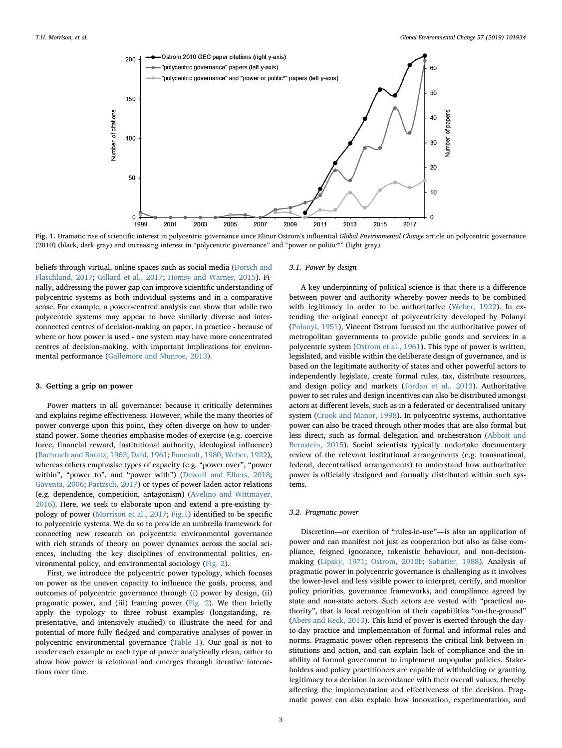Fig. 1. Dramatic rise of scientific interest in polycentric governance since Elinor Ostrom's influential *Global Environmental Change* article on polycentric governance (2010) (black, dark gray) and increasing interest in "polycentric governance" and "power or politic*" (light gray).

beliefs through virtual, online spaces such as social media (Dorsch and Flaschland, 2017; Gillard et al., 2017; Homsy and Warner, 2015). Finally, addressing the power gap can improve scientific understanding of polycentric systems as both individual systems and in a comparative sense. For example, a power-centred analysis can show that while two polycentric systems may appear to have similarly diverse and interconnected centres of decision-making on paper, in practice - because of where or how power is used - one system may have more concentrated centres of decision-making, with important implications for environmental performance (Gallemore and Munroe, 2013).

## 3. Getting a grip on power

Power matters in all governance: because it critically determines and explains regime effectiveness. However, while the many theories of power converge upon this point, they often diverge on how to understand power. Some theories emphasise modes of exercise (e.g. coercive force, financial reward, institutional authority, ideological influence) (Bachrach and Baratz, 1963; Dahl, 1961; Foucault, 1980; Weber, 1922), whereas others emphasise types of capacity (e.g. "power over", "power within", "power to", and "power with") (Dewulf and Elbers, 2018; Gaventa, 2006; Partzsch, 2017) or types of power-laden actor relations (e.g. dependence, competition, antagonism) (Avelino and Wittmayer, 2016). Here, we seek to elaborate upon and extend a pre-existing typology of power (Morrison et al., 2017; Fig.1) identified to be specific to polycentric systems. We do so to provide an umbrella framework for connecting new research on polycentric environmental governance with rich strands of theory on power dynamics across the social sciences, including the key disciplines of environmental politics, environmental policy, and environmental sociology (Fig. 2).

First, we introduce the polycentric power typology, which focuses on power as the uneven capacity to influence the goals, process, and outcomes of polycentric governance through (i) power by design, (ii) pragmatic power, and (iii) framing power (Fig. 2). We then briefly apply the typology to three robust examples (longstanding, representative, and intensively studied) to illustrate the need for and potential of more fully fledged and comparative analyses of power in polycentric environmental governance (Table 1). Our goal is not to render each example or each type of power analytically clean, rather to show how power is relational and emerges through iterative interactions over time.

### 3.1. Power by design

A key underpinning of political science is that there is a difference between power and authority whereby power needs to be combined with legitimacy in order to be authoritative (Weber, 1922). In extending the original concept of polycentricity developed by Polanyi (Polanyi, 1951), Vincent Ostrom focused on the authoritative power of metropolitan governments to provide public goods and services in a polycentric system (Ostrom et al., 1961). This type of power is written, legislated, and visible within the deliberate design of governance, and is based on the legitimate authority of states and other powerful actors to independently legislate, create formal rules, tax, distribute resources, and design policy and markets (Jordan et al., 2013). Authoritative power to set rules and design incentives can also be distributed amongst actors at different levels, such as in a federated or decentralised unitary system (Crook and Manor, 1998). In polycentric systems, authoritative power can also be traced through other modes that are also formal but less direct, such as formal delegation and orchestration (Abbott and Bernstein, 2015). Social scientists typically undertake documentary review of the relevant institutional arrangements (e.g. transnational, federal, decentralised arrangements) to understand how authoritative power is officially designed and formally distributed within such systems.

### 3.2. Pragmatic power

Discretion—or exertion of "rules-in-use"—is also an application of power and can manifest not just as cooperation but also as false compliance, feigned ignorance, tokenistic behaviour, and non-decision-making (Lipsky, 1971; Ostrom, 2010b; Sabatier, 1988). Analysis of pragmatic power in polycentric systems is challenging as it involves the lower-level and less visible power to interpret, certify, and monitor policy priorities, governance frameworks, and compliance agreed by state and non-state actors. Such actors are vested with "practical authority", that is local recognition of their capabilities "on-the-ground" (Abers and Keck, 2013). This kind of power is exerted through the day-to-day practice and implementation of formal and informal rules and norms. Pragmatic power often represents the critical link between institutions and action, and can explain lack of compliance and the inability of formal government to implement unpopular policies. Stakeholders and policy practitioners are capable of withholding or granting legitimacy to a decision in accordance with their overall values, thereby affecting the implementation and effectiveness of the decision. Pragmatic power can also explain how innovation, experimentation, and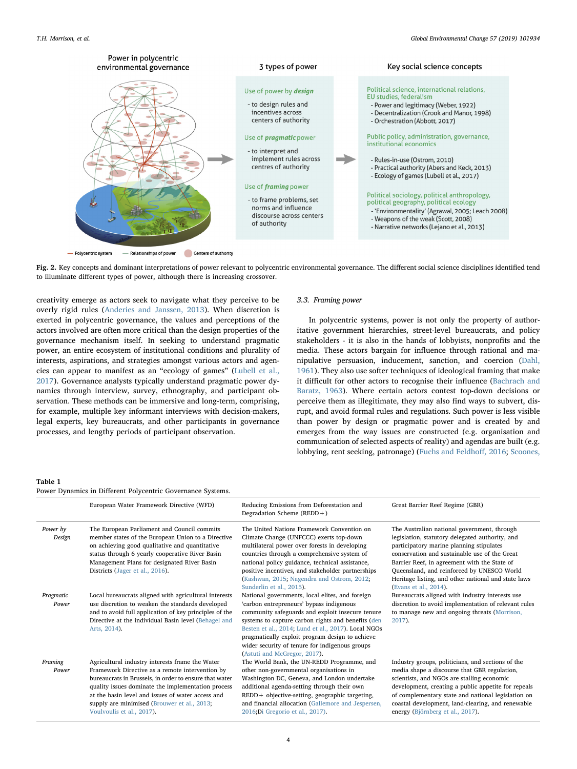Power in polycentric environmental governance

3 types of power

Key social science concepts

Use of power by ***design***

- to design rules and incentives across centers of authority

Use of ***pragmatic*** power

- to interpret and implement rules across centres of authority

Use of ***framing*** power

- to frame problems, set norms and influence discourse across centers of authority

Political science, international relations, EU studies, federalism
- Power and legitimacy (Weber, 1922)
- Decentralization (Crook and Manor, 1998)
- Orchestration (Abbott, 2017)

Public policy, administration, governance, institutional economics
- Rules-in-use (Ostrom, 2010)
- Practical authority (Abers and Keck, 2013)
- Ecology of games (Lubell et al., 2017)

Political sociology, political anthropology, political geography, political ecology
- 'Environmentality' (Agrawal, 2005; Leach 2008)
- Weapons of the weak (Scott, 2008)
- Narrative networks (Lejano et al., 2013)

— Polycentric system — Relationships of power ● Centers of authority

**Fig. 2.** Key concepts and dominant interpretations of power relevant to polycentric environmental governance. The different social science disciplines identified tend to illuminate different types of power, although there is increasing crossover.

creativity emerge as actors seek to navigate what they perceive to be overly rigid rules (Anderies and Janssen, 2013). When discretion is exerted in polycentric governance, the values and perceptions of the actors involved are often more critical than the design properties of the governance mechanism itself. In seeking to understand pragmatic power, an entire ecosystem of institutional conditions and plurality of interests, aspirations, and strategies amongst various actors and agencies can appear to manifest as an "ecology of games" (Lubell et al., 2017). Governance analysts typically understand pragmatic power dynamics through interview, survey, ethnography, and participant observation. These methods can be immersive and long-term, comprising, for example, multiple key informant interviews with decision-makers, legal experts, key bureaucrats, and other participants in governance processes, and lengthy periods of participant observation.

### 3.3. Framing power

In polycentric systems, power is not only the property of authoritative government hierarchies, street-level bureaucrats, and policy stakeholders - it is also in the hands of lobbyists, nonprofits and the media. These actors bargain for influence through rational and manipulative persuasion, inducement, sanction, and coercion (Dahl, 1961). They also use softer techniques of ideological framing that make it difficult for other actors to recognise their influence (Bachrach and Baratz, 1963). Where certain actors contest top-down decisions or perceive them as illegitimate, they may also find ways to subvert, disrupt, and avoid formal rules and regulations. Such power is less visible than power by design or pragmatic power and is created by and emerges from the way issues are constructed (e.g. organisation and communication of selected aspects of reality) and agendas are built (e.g. lobbying, rent seeking, patronage) (Fuchs and Feldhoff, 2016; Scoones,

**Table 1**
Power Dynamics in Different Polycentric Governance Systems.

| | European Water Framework Directive (WFD) | Reducing Emissions from Deforestation and Degradation Scheme (REDD+) | Great Barrier Reef Regime (GBR) |
|---|---|---|---|
| *Power by Design* | The European Parliament and Council commits member states of the European Union to a Directive on achieving good qualitative and quantitative status through 6 yearly cooperative River Basin Management Plans for designated River Basin Districts (Jager et al., 2016). | The United Nations Framework Convention on Climate Change (UNFCCC) exerts top-down multilateral power over forests in developing countries through a comprehensive system of national policy guidance, technical assistance, positive incentives, and stakeholder partnerships (Kashwan, 2015; Nagendra and Ostrom, 2012; Sunderlin et al., 2015). | The Australian national government, through legislation, statutory delegated authority, and participatory marine planning stipulates conservation and sustainable use of the Great Barrier Reef, in agreement with the State of Queensland, and reinforced by UNESCO World Heritage listing, and other national and state laws (Evans et al., 2014). |
| *Pragmatic Power* | Local bureaucrats aligned with agricultural interests use discretion to weaken the standards developed and to avoid full application of key principles of the Directive at the individual Basin level (Behagel and Arts, 2014). | National governments, local elites, and foreign 'carbon entrepreneurs' bypass indigenous community safeguards and exploit insecure tenure systems to capture carbon rights and benefits (den Besten et al., 2014; Lund et al., 2017). Local NGOs pragmatically exploit program design to achieve wider security of tenure for indigenous groups (Astuti and McGregor, 2017). | Bureaucrats aligned with industry interests use discretion to avoid implementation of relevant rules to manage new and ongoing threats (Morrison, 2017). |
| *Framing Power* | Agricultural industry interests frame the Water Framework Directive as a remote intervention by bureaucrats in Brussels, in order to ensure that water quality issues dominate the implementation process at the basin level and issues of water access and supply are minimised (Brouwer et al., 2013; Voulvoulis et al., 2017). | The World Bank, the UN-REDD Programme, and other non-governmental organisations in Washington DC, Geneva, and London undertake additional agenda-setting through their own REDD+ objective-setting, geographic targeting, and financial allocation (Gallemore and Jespersen, 2016;Di Gregorio et al., 2017). | Industry groups, politicians, and sections of the media shape a discourse that GBR regulation, scientists, and NGOs are stalling economic development, creating a public appetite for repeals of complementary state and national legislation on coastal development, land-clearing, and renewable energy (Björnberg et al., 2017). |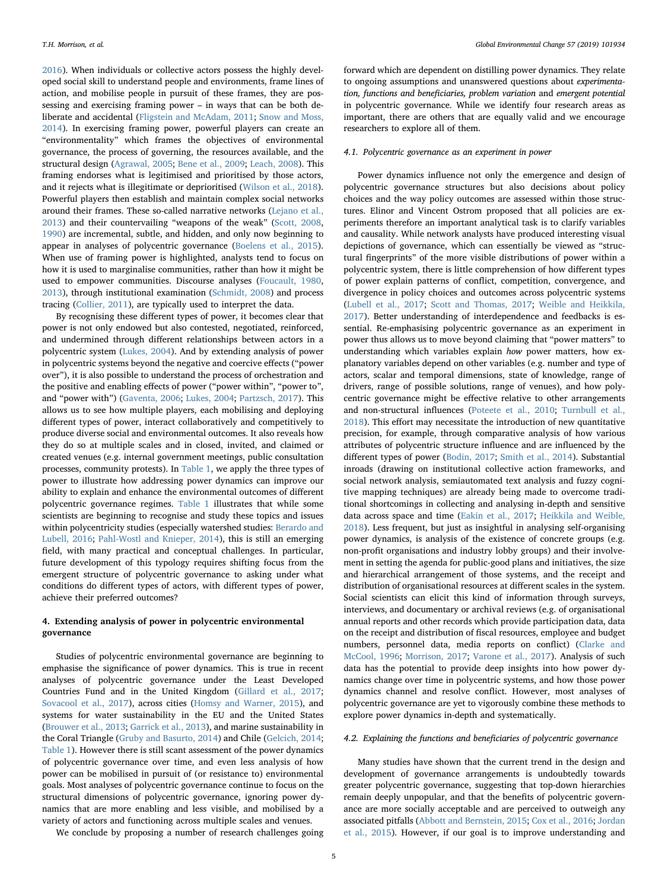2016). When individuals or collective actors possess the highly developed social skill to understand people and environments, frame lines of action, and mobilise people in pursuit of these frames, they are possessing and exercising framing power – in ways that can be both deliberate and accidental (Fligstein and McAdam, 2011; Snow and Moss, 2014). In exercising framing power, powerful players can create an "environmentality" which frames the objectives of environmental governance, the process of governing, the resources available, and the structural design (Agrawal, 2005; Bene et al., 2009; Leach, 2008). This framing endorses what is legitimised and prioritised by those actors, and it rejects what is illegitimate or deprioritised (Wilson et al., 2018). Powerful players then establish and maintain complex social networks around their frames. These so-called narrative networks (Lejano et al., 2013) and their countervailing "weapons of the weak" (Scott, 2008, 1990) are incremental, subtle, and hidden, and only now beginning to appear in analyses of polycentric governance (Boelens et al., 2015). When use of framing power is highlighted, analysts tend to focus on how it is used to marginalise communities, rather than how it might be used to empower communities. Discourse analyses (Foucault, 1980, 2013), through institutional examination (Schmidt, 2008) and process tracing (Collier, 2011), are typically used to interpret the data.

By recognising these different types of power, it becomes clear that power is not only endowed but also contested, negotiated, reinforced, and undermined through different relationships between actors in a polycentric system (Lukes, 2004). And by extending analysis of power in polycentric systems beyond the negative and coercive effects ("power over"), it is also possible to understand the process of orchestration and the positive and enabling effects of power ("power within", "power to", and "power with") (Gaventa, 2006; Lukes, 2004; Partzsch, 2017). This allows us to see how multiple players, each mobilising and deploying different types of power, interact collaboratively and competitively to produce diverse social and environmental outcomes. It also reveals how they do so at multiple scales and in closed, invited, and claimed or created venues (e.g. internal government meetings, public consultation processes, community protests). In Table 1, we apply the three types of power to illustrate how addressing power dynamics can improve our ability to explain and enhance the environmental outcomes of different polycentric governance regimes. Table 1 illustrates that while some scientists are beginning to recognise and study these topics and issues within polycentricity studies (especially watershed studies: Berardo and Lubell, 2016; Pahl-Wostl and Knieper, 2014), this is still an emerging field, with many practical and conceptual challenges. In particular, future development of this typology requires shifting focus from the emergent structure of polycentric governance to asking under what conditions do different types of actors, with different types of power, achieve their preferred outcomes?

## 4. Extending analysis of power in polycentric environmental governance

Studies of polycentric environmental governance are beginning to emphasise the significance of power dynamics. This is true in recent analyses of polycentric governance under the Least Developed Countries Fund and in the United Kingdom (Gillard et al., 2017; Sovacool et al., 2017), across cities (Homsy and Warner, 2015), and systems for water sustainability in the EU and the United States (Brouwer et al., 2013; Garrick et al., 2013), and marine sustainability in the Coral Triangle (Gruby and Basurto, 2014) and Chile (Gelcich, 2014; Table 1). However there is still scant assessment of the power dynamics of polycentric governance over time, and even less analysis of how power can be mobilised in pursuit of (or resistance to) environmental goals. Most analyses of polycentric governance continue to focus on the structural dimensions of polycentric governance, ignoring power dynamics that are more enabling and less visible, and mobilised by a variety of actors and functioning across multiple scales and venues.

We conclude by proposing a number of research challenges going forward which are dependent on distilling power dynamics. They relate to ongoing assumptions and unanswered questions about *experimentation, functions and beneficiaries, problem variation* and *emergent potential* in polycentric governance. While we identify four research areas as important, there are others that are equally valid and we encourage researchers to explore all of them.

### 4.1. Polycentric governance as an experiment in power

Power dynamics influence not only the emergence and design of polycentric governance structures but also decisions about policy choices and the way policy outcomes are assessed within those structures. Elinor and Vincent Ostrom proposed that all policies are experiments therefore an important analytical task is to clarify variables and causality. While network analysts have produced interesting visual depictions of governance, which can essentially be viewed as "structural fingerprints" of the more visible distributions of power within a polycentric system, there is little comprehension of how different types of power explain patterns of conflict, competition, convergence, and divergence in policy choices and outcomes across polycentric systems (Lubell et al., 2017; Scott and Thomas, 2017; Weible and Heikkila, 2017). Better understanding of interdependence and feedbacks is essential. Re-emphasising polycentric governance as an experiment in power thus allows us to move beyond claiming that "power matters" to understanding which variables explain *how* power matters, how explanatory variables depend on other variables (e.g. number and type of actors, scalar and temporal dimensions, state of knowledge, range of drivers, range of possible solutions, range of venues), and how polycentric governance might be effective relative to other arrangements and non-structural influences (Poteete et al., 2010; Turnbull et al., 2018). This effort may necessitate the introduction of new quantitative precision, for example, through comparative analysis of how various attributes of polycentric structure influence and are influenced by the different types of power (Bodin, 2017; Smith et al., 2014). Substantial inroads (drawing on institutional collective action frameworks, and social network analysis, semiautomated text analysis and fuzzy cognitive mapping techniques) are already being made to overcome traditional shortcomings in collecting and analysing in-depth and sensitive data across space and time (Eakin et al., 2017; Heikkila and Weible, 2018). Less frequent, but just as insightful in analysing self-organising power dynamics, is analysis of the existence of concrete groups (e.g. non-profit organisations and industry lobby groups) and their involvement in setting the agenda for public-good plans and initiatives, the size and hierarchical arrangement of those systems, and the receipt and distribution of organisational resources at different scales in the system. Social scientists can elicit this kind of information through surveys, interviews, and documentary or archival reviews (e.g. of organisational annual reports and other records which provide participation data, data on the receipt and distribution of fiscal resources, employee and budget numbers, personnel data, media reports on conflict) (Clarke and McCool, 1996; Morrison, 2017; Varone et al., 2017). Analysis of such data has the potential to provide deep insights into how power dynamics change over time in polycentric systems, and how those power dynamics channel and resolve conflict. However, most analyses of polycentric governance are yet to vigorously combine these methods to explore power dynamics in-depth and systematically.

### 4.2. Explaining the functions and beneficiaries of polycentric governance

Many studies have shown that the current trend in the design and development of governance arrangements is undoubtedly towards greater polycentric governance, suggesting that top-down hierarchies remain deeply unpopular, and that the benefits of polycentric governance are more socially acceptable and are perceived to outweigh any associated pitfalls (Abbott and Bernstein, 2015; Cox et al., 2016; Jordan et al., 2015). However, if our goal is to improve understanding and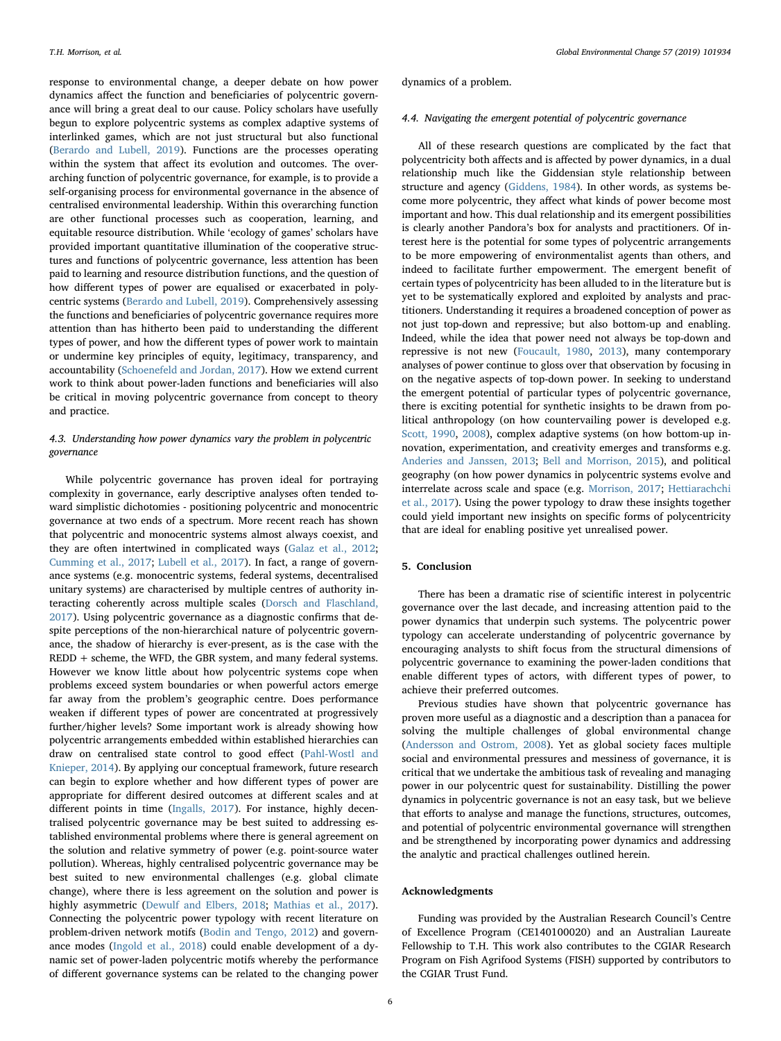response to environmental change, a deeper debate on how power dynamics affect the function and beneficiaries of polycentric governance will bring a great deal to our cause. Policy scholars have usefully begun to explore polycentric systems as complex adaptive systems of interlinked games, which are not just structural but also functional (Berardo and Lubell, 2019). Functions are the processes operating within the system that affect its evolution and outcomes. The overarching function of polycentric governance, for example, is to provide a self-organising process for environmental governance in the absence of centralised environmental leadership. Within this overarching function are other functional processes such as cooperation, learning, and equitable resource distribution. While 'ecology of games' scholars have provided important quantitative illumination of the cooperative structures and functions of polycentric governance, less attention has been paid to learning and resource distribution functions, and the question of how different types of power are equalised or exacerbated in polycentric systems (Berardo and Lubell, 2019). Comprehensively assessing the functions and beneficiaries of polycentric governance requires more attention than has hitherto been paid to understanding the different types of power, and how the different types of power work to maintain or undermine key principles of equity, legitimacy, transparency, and accountability (Schoenefeld and Jordan, 2017). How we extend current work to think about power-laden functions and beneficiaries will also be critical in moving polycentric governance from concept to theory and practice.

### 4.3. Understanding how power dynamics vary the problem in polycentric governance

While polycentric governance has proven ideal for portraying complexity in governance, early descriptive analyses often tended toward simplistic dichotomies - positioning polycentric and monocentric governance at two ends of a spectrum. More recent reach has shown that polycentric and monocentric systems almost always coexist, and they are often intertwined in complicated ways (Galaz et al., 2012; Cumming et al., 2017; Lubell et al., 2017). In fact, a range of governance systems (e.g. monocentric systems, federal systems, decentralised unitary systems) are characterised by multiple centres of authority interacting coherently across multiple scales (Dorsch and Flaschland, 2017). Using polycentric governance as a diagnostic confirms that despite perceptions of the non-hierarchical nature of polycentric governance, the shadow of hierarchy is ever-present, as is the case with the REDD + scheme, the WFD, the GBR system, and many federal systems. However we know little about how polycentric systems cope when problems exceed system boundaries or when powerful actors emerge far away from the problem's geographic centre. Does performance weaken if different types of power are concentrated at progressively further/higher levels? Some important work is already showing how polycentric arrangements embedded within established hierarchies can draw on centralised state control to good effect (Pahl-Wostl and Knieper, 2014). By applying our conceptual framework, future research can begin to explore whether and how different types of power are appropriate for different desired outcomes at different scales and at different points in time (Ingalls, 2017). For instance, highly decentralised polycentric governance may be best suited to addressing established environmental problems where there is general agreement on the solution and relative symmetry of power (e.g. point-source water pollution). Whereas, highly centralised polycentric governance may be best suited to new environmental challenges (e.g. global climate change), where there is less agreement on the solution and power is highly asymmetric (Dewulf and Elbers, 2018; Mathias et al., 2017). Connecting the polycentric power typology with recent literature on problem-driven network motifs (Bodin and Tengo, 2012) and governance modes (Ingold et al., 2018) could enable development of a dynamic set of power-laden polycentric motifs whereby the performance of different governance systems can be related to the changing power dynamics of a problem.

### 4.4. Navigating the emergent potential of polycentric governance

All of these research questions are complicated by the fact that polycentricity both affects and is affected by power dynamics, in a dual relationship much like the Giddensian style relationship between structure and agency (Giddens, 1984). In other words, as systems become more polycentric, they affect what kinds of power become most important and how. This dual relationship and its emergent possibilities is clearly another Pandora's box for analysts and practitioners. Of interest here is the potential for some types of polycentric arrangements to be more empowering of environmentalist agents than others, and indeed to facilitate further empowerment. The emergent benefit of certain types of polycentricity has been alluded to in the literature but is yet to be systematically explored and exploited by analysts and practitioners. Understanding it requires a broadened conception of power as not just top-down and repressive; but also bottom-up and enabling. Indeed, while the idea that power need not always be top-down and repressive is not new (Foucault, 1980, 2013), many contemporary analyses of power continue to gloss over that observation by focusing in on the negative aspects of top-down power. In seeking to understand the emergent potential of particular types of polycentric governance, there is exciting potential for synthetic insights to be drawn from political anthropology (on how countervailing power is developed e.g. Scott, 1990, 2008), complex adaptive systems (on how bottom-up innovation, experimentation, and creativity emerges and transforms e.g. Anderies and Janssen, 2013; Bell and Morrison, 2015), and political geography (on how power dynamics in polycentric systems evolve and interrelate across scale and space (e.g. Morrison, 2017; Hettiarachchi et al., 2017). Using the power typology to draw these insights together could yield important new insights on specific forms of polycentricity that are ideal for enabling positive yet unrealised power.

## 5. Conclusion

There has been a dramatic rise of scientific interest in polycentric governance over the last decade, and increasing attention paid to the power dynamics that underpin such systems. The polycentric power typology can accelerate understanding of polycentric governance by encouraging analysts to shift focus from the structural dimensions of polycentric governance to examining the power-laden conditions that enable different types of actors, with different types of power, to achieve their preferred outcomes.

Previous studies have shown that polycentric governance has proven more useful as a diagnostic and a description than a panacea for solving the multiple challenges of global environmental change (Andersson and Ostrom, 2008). Yet as global society faces multiple social and environmental pressures and messiness of governance, it is critical that we undertake the ambitious task of revealing and managing power in our polycentric quest for sustainability. Distilling the power dynamics in polycentric governance is not an easy task, but we believe that efforts to analyse and manage the functions, structures, outcomes, and potential of polycentric environmental governance will strengthen and be strengthened by incorporating power dynamics and addressing the analytic and practical challenges outlined herein.

## Acknowledgments

Funding was provided by the Australian Research Council's Centre of Excellence Program (CE140100020) and an Australian Laureate Fellowship to T.H. This work also contributes to the CGIAR Research Program on Fish Agrifood Systems (FISH) supported by contributors to the CGIAR Trust Fund.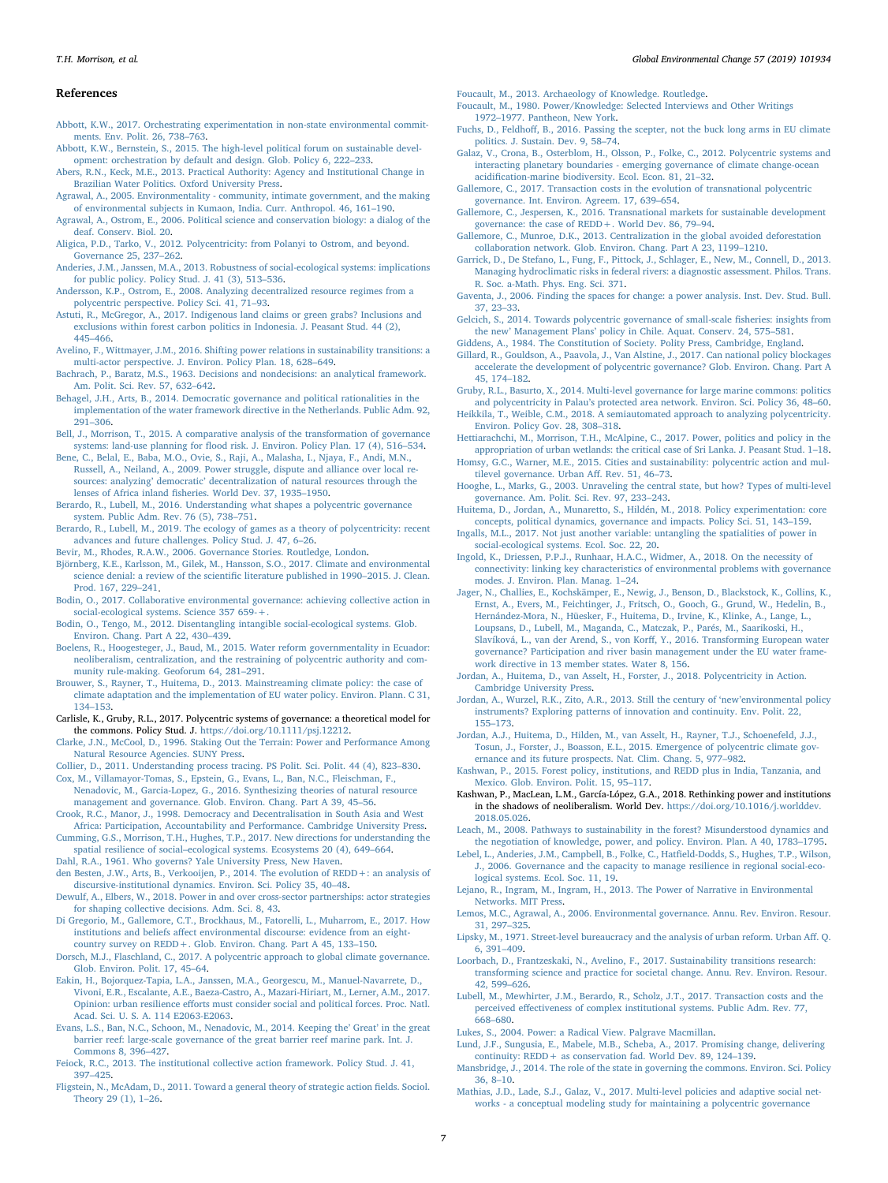## References

Abbott, K.W., 2017. Orchestrating experimentation in non-state environmental commitments. Env. Polit. 26, 738–763.

Abbott, K.W., Bernstein, S., 2015. The high-level political forum on sustainable development: orchestration by default and design. Glob. Policy 6, 222–233.

Abers, R.N., Keck, M.E., 2013. Practical Authority: Agency and Institutional Change in Brazilian Water Politics. Oxford University Press.

Agrawal, A., 2005. Environmentality - community, intimate government, and the making of environmental subjects in Kumaon, India. Curr. Anthropol. 46, 161–190.

Agrawal, A., Ostrom, E., 2006. Political science and conservation biology: a dialog of the deaf. Conserv. Biol. 20.

Aligica, P.D., Tarko, V., 2012. Polycentricity: from Polanyi to Ostrom, and beyond. Governance 25, 237–262.

Anderies, J.M., Janssen, M.A., 2013. Robustness of social-ecological systems: implications for public policy. Policy Stud. J. 41 (3), 513–536.

Andersson, K.P., Ostrom, E., 2008. Analyzing decentralized resource regimes from a polycentric perspective. Policy Sci. 41, 71–93.

Astuti, R., McGregor, A., 2017. Indigenous land claims or green grabs? Inclusions and exclusions within forest carbon politics in Indonesia. J. Peasant Stud. 44 (2), 445–466.

Avelino, F., Wittmayer, J.M., 2016. Shifting power relations in sustainability transitions: a multi-actor perspective. J. Environ. Policy Plan. 18, 628–649.

Bachrach, P., Baratz, M.S., 1963. Decisions and nondecisions: an analytical framework. Am. Polit. Sci. Rev. 57, 632–642.

Behagel, J.H., Arts, B., 2014. Democratic governance and political rationalities in the implementation of the water framework directive in the Netherlands. Public Adm. 92, 291–306.

Bell, J., Morrison, T., 2015. A comparative analysis of the transformation of governance systems: land-use planning for flood risk. J. Environ. Policy Plan. 17 (4), 516–534.

Bene, C., Belal, E., Baba, M.O., Ovie, S., Raji, A., Malasha, I., Njaya, F., Andi, M.N., Russell, A., Neiland, A., 2009. Power struggle, dispute and alliance over local resources: analyzing' democratic' decentralization of natural resources through the lenses of Africa inland fisheries. World Dev. 37, 1935–1950.

Berardo, R., Lubell, M., 2016. Understanding what shapes a polycentric governance system. Public Adm. Rev. 76 (5), 738–751.

Berardo, R., Lubell, M., 2019. The ecology of games as a theory of polycentricity: recent advances and future challenges. Policy Stud. J. 47, 6–26.

Bevir, M., Rhodes, R.A.W., 2006. Governance Stories. Routledge, London.

Björnberg, K.E., Karlsson, M., Gilek, M., Hansson, S.O., 2017. Climate and environmental science denial: a review of the scientific literature published in 1990–2015. J. Clean. Prod. 167, 229–241.

Bodin, O., 2017. Collaborative environmental governance: achieving collective action in social-ecological systems. Science 357 659-+.

Bodin, O., Tengo, M., 2012. Disentangling intangible social-ecological systems. Glob. Environ. Chang. Part A 22, 430–439.

Boelens, R., Hoogesteger, J., Baud, M., 2015. Water reform governmentality in Ecuador: neoliberalism, centralization, and the restraining of polycentric authority and community rule-making. Geoforum 64, 281–291.

Brouwer, S., Rayner, T., Huitema, D., 2013. Mainstreaming climate policy: the case of climate adaptation and the implementation of EU water policy. Environ. Plann. C 31, 134–153.

Carlisle, K., Gruby, R.L., 2017. Polycentric systems of governance: a theoretical model for the commons. Policy Stud. J. https://doi.org/10.1111/psj.12212.

Clarke, J.N., McCool, D., 1996. Staking Out the Terrain: Power and Performance Among Natural Resource Agencies. SUNY Press.

Collier, D., 2011. Understanding process tracing. PS Polit. Sci. Polit. 44 (4), 823–830.

Cox, M., Villamayor-Tomas, S., Epstein, G., Evans, L., Ban, N.C., Fleischman, F., Nenadovic, M., Garcia-Lopez, G., 2016. Synthesizing theories of natural resource management and governance. Glob. Environ. Chang. Part A 39, 45–56.

Crook, R.C., Manor, J., 1998. Democracy and Decentralisation in South Asia and West Africa: Participation, Accountability and Performance. Cambridge University Press.

Cumming, G.S., Morrison, T.H., Hughes, T.P., 2017. New directions for understanding the spatial resilience of social–ecological systems. Ecosystems 20 (4), 649–664.

Dahl, R.A., 1961. Who governs? Yale University Press, New Haven.

den Besten, J.W., Arts, B., Verkooijen, P., 2014. The evolution of REDD+: an analysis of discursive-institutional dynamics. Environ. Sci. Policy 35, 40–48.

Dewulf, A., Elbers, W., 2018. Power in and over cross-sector partnerships: actor strategies for shaping collective decisions. Adm. Sci. 8, 43.

Di Gregorio, M., Gallemore, C.T., Brockhaus, M., Fatorelli, L., Muharrom, E., 2017. How institutions and beliefs affect environmental discourse: evidence from an eight-country survey on REDD+. Glob. Environ. Chang. Part A 45, 133–150.

Dorsch, M.J., Flaschland, C., 2017. A polycentric approach to global climate governance. Glob. Environ. Polit. 17, 45–64.

Eakin, H., Bojorquez-Tapia, L.A., Janssen, M.A., Georgescu, M., Manuel-Navarrete, D., Vivoni, E.R., Escalante, A.E., Baeza-Castro, A., Mazari-Hiriart, M., Lerner, A.M., 2017. Opinion: urban resilience efforts must consider social and political forces. Proc. Natl. Acad. Sci. U. S. A. 114 E2063-E2063.

Evans, L.S., Ban, N.C., Schoon, M., Nenadovic, M., 2014. Keeping the' Great' in the great barrier reef: large-scale governance of the great barrier reef marine park. Int. J. Commons 8, 396–427.

Feiock, R.C., 2013. The institutional collective action framework. Policy Stud. J. 41, 397–425.

Fligstein, N., McAdam, D., 2011. Toward a general theory of strategic action fields. Sociol. Theory 29 (1), 1–26.

Foucault, M., 2013. Archaeology of Knowledge. Routledge.

Foucault, M., 1980. Power/Knowledge: Selected Interviews and Other Writings 1972–1977. Pantheon, New York.

Fuchs, D., Feldhoff, B., 2016. Passing the scepter, not the buck long arms in EU climate politics. J. Sustain. Dev. 9, 58–74.

Galaz, V., Crona, B., Osterblom, H., Olsson, P., Folke, C., 2012. Polycentric systems and interacting planetary boundaries - emerging governance of climate change-ocean acidification-marine biodiversity. Ecol. Econ. 81, 21–32.

Gallemore, C., 2017. Transaction costs in the evolution of transnational polycentric governance. Int. Environ. Agreem. 17, 639–654.

Gallemore, C., Jespersen, K., 2016. Transnational markets for sustainable development governance: the case of REDD+. World Dev. 86, 79–94.

Gallemore, C., Munroe, D.K., 2013. Centralization in the global avoided deforestation collaboration network. Glob. Environ. Chang. Part A 23, 1199–1210.

Garrick, D., De Stefano, L., Fung, F., Pittock, J., Schlager, E., New, M., Connell, D., 2013. Managing hydroclimatic risks in federal rivers: a diagnostic assessment. Philos. Trans. R. Soc. a-Math. Phys. Eng. Sci. 371.

Gaventa, J., 2006. Finding the spaces for change: a power analysis. Inst. Dev. Stud. Bull. 37, 23–33.

Gelcich, S., 2014. Towards polycentric governance of small-scale fisheries: insights from the new' Management Plans' policy in Chile. Aquat. Conserv. 24, 575–581.

Giddens, A., 1984. The Constitution of Society. Polity Press, Cambridge, England.

Gillard, R., Gouldson, A., Paavola, J., Van Alstine, J., 2017. Can national policy blockages accelerate the development of polycentric governance? Glob. Environ. Chang. Part A 45, 174–182.

Gruby, R.L., Basurto, X., 2014. Multi-level governance for large marine commons: politics and polycentricity in Palau's protected area network. Environ. Sci. Policy 36, 48–60.

Heikkila, T., Weible, C.M., 2018. A semiautomated approach to analyzing polycentricity. Environ. Policy Gov. 28, 308–318.

Hettiarachchi, M., Morrison, T.H., McAlpine, C., 2017. Power, politics and policy in the appropriation of urban wetlands: the critical case of Sri Lanka. J. Peasant Stud. 1–18.

Homsy, G.C., Warner, M.E., 2015. Cities and sustainability: polycentric action and multilevel governance. Urban Aff. Rev. 51, 46–73.

Hooghe, L., Marks, G., 2003. Unraveling the central state, but how? Types of multi-level governance. Am. Polit. Sci. Rev. 97, 233–243.

Huitema, D., Jordan, A., Munaretto, S., Hildén, M., 2018. Policy experimentation: core concepts, political dynamics, governance and impacts. Policy Sci. 51, 143–159.

Ingalls, M.L., 2017. Not just another variable: untangling the spatialities of power in social-ecological systems. Ecol. Soc. 22, 20.

Ingold, K., Driessen, P.P.J., Runhaar, H.A.C., Widmer, A., 2018. On the necessity of connectivity: linking key characteristics of environmental problems with governance modes. J. Environ. Plan. Manag. 1–24.

Jager, N., Challies, E., Kochskämper, E., Newig, J., Benson, D., Blackstock, K., Collins, K., Ernst, A., Evers, M., Feichtinger, J., Fritsch, O., Gooch, G., Grund, W., Hedelin, B., Hernández-Mora, N., Hüesker, F., Huitema, D., Irvine, K., Klinke, A., Lange, L., Loupsans, D., Lubell, M., Maganda, C., Matczak, P., Parés, M., Saarikoski, H., Slavíková, L., van der Arend, S., von Korff, Y., 2016. Transforming European water governance? Participation and river basin management under the EU water framework directive in 13 member states. Water 8, 156.

Jordan, A., Huitema, D., van Asselt, H., Forster, J., 2018. Polycentricity in Action. Cambridge University Press.

Jordan, A., Wurzel, R.K., Zito, A.R., 2013. Still the century of 'new'environmental policy instruments? Exploring patterns of innovation and continuity. Env. Polit. 22, 155–173.

Jordan, A.J., Huitema, D., Hilden, M., van Asselt, H., Rayner, T.J., Schoenefeld, J.J., Tosun, J., Forster, J., Boasson, E.L., 2015. Emergence of polycentric climate governance and its future prospects. Nat. Clim. Chang. 5, 977–982.

Kashwan, P., 2015. Forest policy, institutions, and REDD plus in India, Tanzania, and Mexico. Glob. Environ. Polit. 15, 95–117.

Kashwan, P., MacLean, L.M., García-López, G.A., 2018. Rethinking power and institutions in the shadows of neoliberalism. World Dev. https://doi.org/10.1016/j.worlddev.2018.05.026.

Leach, M., 2008. Pathways to sustainability in the forest? Misunderstood dynamics and the negotiation of knowledge, power, and policy. Environ. Plan. A 40, 1783–1795.

Lebel, L., Anderies, J.M., Campbell, B., Folke, C., Hatfield-Dodds, S., Hughes, T.P., Wilson, J., 2006. Governance and the capacity to manage resilience in regional social-ecological systems. Ecol. Soc. 11, 19.

Lejano, R., Ingram, M., Ingram, H., 2013. The Power of Narrative in Environmental Networks. MIT Press.

Lemos, M.C., Agrawal, A., 2006. Environmental governance. Annu. Rev. Environ. Resour. 31, 297–325.

Lipsky, M., 1971. Street-level bureaucracy and the analysis of urban reform. Urban Aff. Q. 6, 391–409.

Loorbach, D., Frantzeskaki, N., Avelino, F., 2017. Sustainability transitions research: transforming science and practice for societal change. Annu. Rev. Environ. Resour. 42, 599–626.

Lubell, M., Mewhirter, J.M., Berardo, R., Scholz, J.T., 2017. Transaction costs and the perceived effectiveness of complex institutional systems. Public Adm. Rev. 77, 668–680.

Lukes, S., 2004. Power: a Radical View. Palgrave Macmillan.

Lund, J.F., Sungusia, E., Mabele, M.B., Scheba, A., 2017. Promising change, delivering continuity: REDD+ as conservation fad. World Dev. 89, 124–139.

Mansbridge, J., 2014. The role of the state in governing the commons. Environ. Sci. Policy 36, 8–10.

Mathias, J.D., Lade, S.J., Galaz, V., 2017. Multi-level policies and adaptive social networks - a conceptual modeling study for maintaining a polycentric governance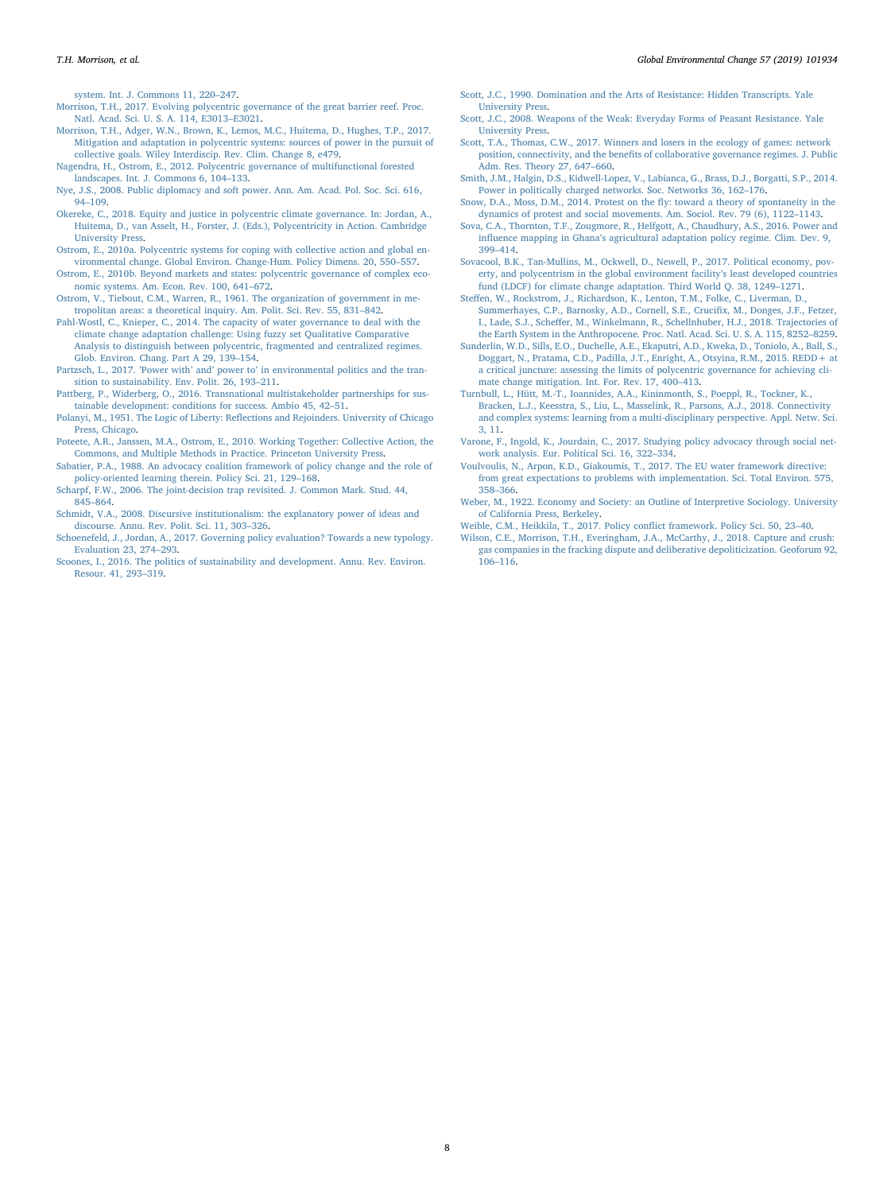system. Int. J. Commons 11, 220–247.

Morrison, T.H., 2017. Evolving polycentric governance of the great barrier reef. Proc. Natl. Acad. Sci. U. S. A. 114, E3013–E3021.

Morrison, T.H., Adger, W.N., Brown, K., Lemos, M.C., Huitema, D., Hughes, T.P., 2017. Mitigation and adaptation in polycentric systems: sources of power in the pursuit of collective goals. Wiley Interdiscip. Rev. Clim. Change 8, e479.

Nagendra, H., Ostrom, E., 2012. Polycentric governance of multifunctional forested landscapes. Int. J. Commons 6, 104–133.

Nye, J.S., 2008. Public diplomacy and soft power. Ann. Am. Acad. Pol. Soc. Sci. 616, 94–109.

Okereke, C., 2018. Equity and justice in polycentric climate governance. In: Jordan, A., Huitema, D., van Asselt, H., Forster, J. (Eds.), Polycentricity in Action. Cambridge University Press.

Ostrom, E., 2010a. Polycentric systems for coping with collective action and global environmental change. Global Environ. Change-Hum. Policy Dimens. 20, 550–557.

Ostrom, E., 2010b. Beyond markets and states: polycentric governance of complex economic systems. Am. Econ. Rev. 100, 641–672.

Ostrom, V., Tiebout, C.M., Warren, R., 1961. The organization of government in metropolitan areas: a theoretical inquiry. Am. Polit. Sci. Rev. 55, 831–842.

Pahl-Wostl, C., Knieper, C., 2014. The capacity of water governance to deal with the climate change adaptation challenge: Using fuzzy set Qualitative Comparative Analysis to distinguish between polycentric, fragmented and centralized regimes. Glob. Environ. Chang. Part A 29, 139–154.

Partzsch, L., 2017. 'Power with' and' power to' in environmental politics and the transition to sustainability. Env. Polit. 26, 193–211.

Pattberg, P., Widerberg, O., 2016. Transnational multistakeholder partnerships for sustainable development: conditions for success. Ambio 45, 42–51.

Polanyi, M., 1951. The Logic of Liberty: Reflections and Rejoinders. University of Chicago Press, Chicago.

Poteete, A.R., Janssen, M.A., Ostrom, E., 2010. Working Together: Collective Action, the Commons, and Multiple Methods in Practice. Princeton University Press.

Sabatier, P.A., 1988. An advocacy coalition framework of policy change and the role of policy-oriented learning therein. Policy Sci. 21, 129–168.

Scharpf, F.W., 2006. The joint-decision trap revisited. J. Common Mark. Stud. 44, 845–864.

Schmidt, V.A., 2008. Discursive institutionalism: the explanatory power of ideas and discourse. Annu. Rev. Polit. Sci. 11, 303–326.

Schoenefeld, J., Jordan, A., 2017. Governing policy evaluation? Towards a new typology. Evaluation 23, 274–293.

Scoones, I., 2016. The politics of sustainability and development. Annu. Rev. Environ. Resour. 41, 293–319.

Scott, J.C., 1990. Domination and the Arts of Resistance: Hidden Transcripts. Yale University Press.

Scott, J.C., 2008. Weapons of the Weak: Everyday Forms of Peasant Resistance. Yale University Press.

Scott, T.A., Thomas, C.W., 2017. Winners and losers in the ecology of games: network position, connectivity, and the benefits of collaborative governance regimes. J. Public Adm. Res. Theory 27, 647–660.

Smith, J.M., Halgin, D.S., Kidwell-Lopez, V., Labianca, G., Brass, D.J., Borgatti, S.P., 2014. Power in politically charged networks. Soc. Networks 36, 162–176.

Snow, D.A., Moss, D.M., 2014. Protest on the fly: toward a theory of spontaneity in the dynamics of protest and social movements. Am. Sociol. Rev. 79 (6), 1122–1143.

Sova, C.A., Thornton, T.F., Zougmore, R., Helfgott, A., Chaudhury, A.S., 2016. Power and influence mapping in Ghana's agricultural adaptation policy regime. Clim. Dev. 9, 399–414.

Sovacool, B.K., Tan-Mullins, M., Ockwell, D., Newell, P., 2017. Political economy, poverty, and polycentrism in the global environment facility's least developed countries fund (LDCF) for climate change adaptation. Third World Q. 38, 1249–1271.

Steffen, W., Rockstrom, J., Richardson, K., Lenton, T.M., Folke, C., Liverman, D., Summerhayes, C.P., Barnosky, A.D., Cornell, S.E., Crucifix, M., Donges, J.F., Fetzer, I., Lade, S.J., Scheffer, M., Winkelmann, R., Schellnhuber, H.J., 2018. Trajectories of the Earth System in the Anthropocene. Proc. Natl. Acad. Sci. U. S. A. 115, 8252–8259.

Sunderlin, W.D., Sills, E.O., Duchelle, A.E., Ekaputri, A.D., Kweka, D., Toniolo, A., Ball, S., Doggart, N., Pratama, C.D., Padilla, J.T., Enright, A., Otsyina, R.M., 2015. REDD+ at a critical juncture: assessing the limits of polycentric governance for achieving climate change mitigation. Int. For. Rev. 17, 400–413.

Turnbull, L., Hütt, M.-T., Ioannides, A.A., Kininmonth, S., Poeppl, R., Tockner, K., Bracken, L.J., Keesstra, S., Liu, L., Masselink, R., Parsons, A.J., 2018. Connectivity and complex systems: learning from a multi-disciplinary perspective. Appl. Netw. Sci. 3, 11.

Varone, F., Ingold, K., Jourdain, C., 2017. Studying policy advocacy through social network analysis. Eur. Political Sci. 16, 322–334.

Voulvoulis, N., Arpon, K.D., Giakoumis, T., 2017. The EU water framework directive: from great expectations to problems with implementation. Sci. Total Environ. 575, 358–366.

Weber, M., 1922. Economy and Society: an Outline of Interpretive Sociology. University of California Press, Berkeley.

Weible, C.M., Heikkila, T., 2017. Policy conflict framework. Policy Sci. 50, 23–40.

Wilson, C.E., Morrison, T.H., Everingham, J.A., McCarthy, J., 2018. Capture and crush: gas companies in the fracking dispute and deliberative depoliticization. Geoforum 92, 106–116.